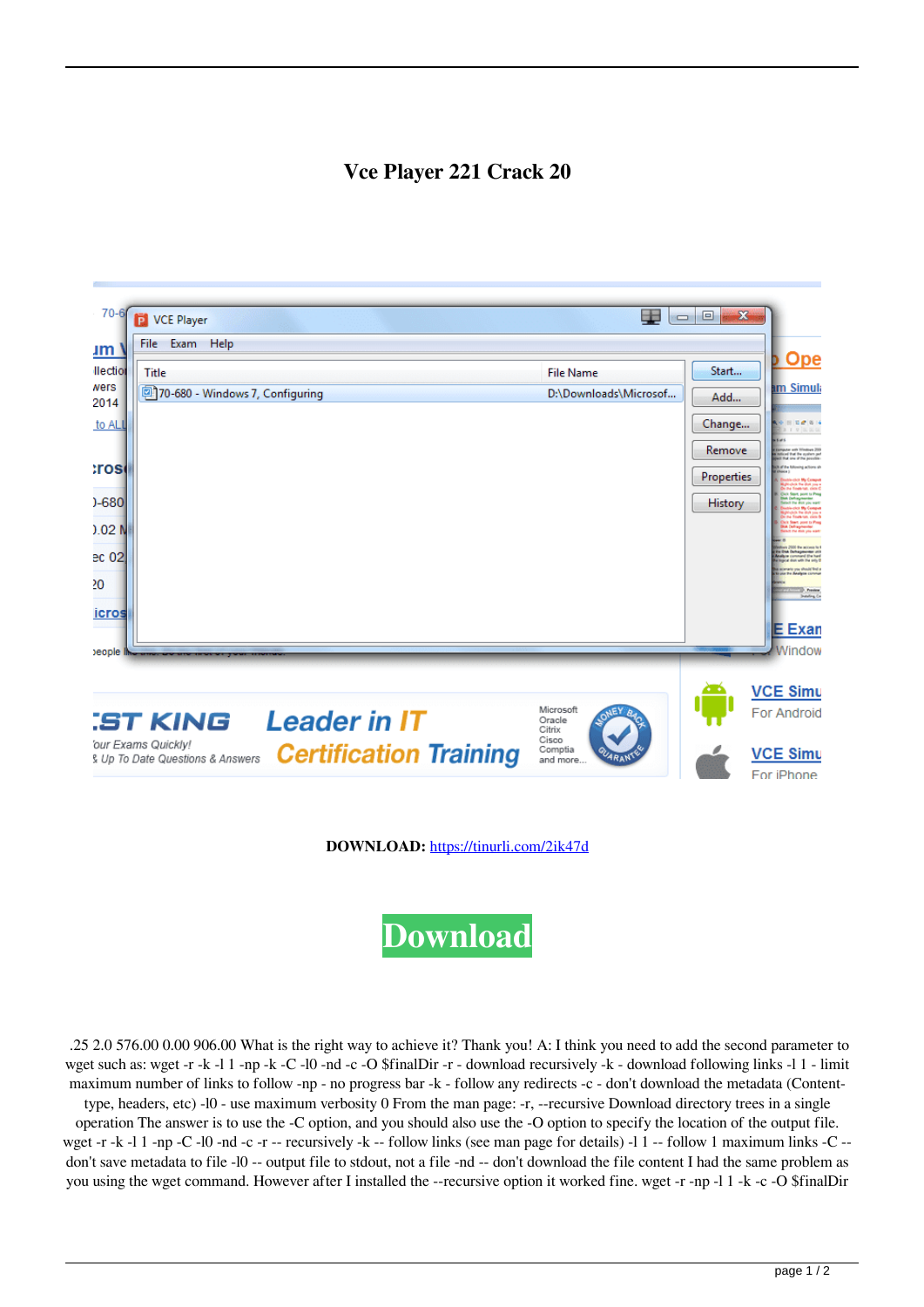# Vce Player 221 Crack 20

**DOWNLOAD:** https://tinurli.com/2ik47d

Download

.25 2.0 576.00 0.00 906.00 What is the right way to achieve it? Thank you! A: I think you need to add the second parameter to wget such as: wget -r -k -l 1 -np -k -C -l0 -nd -c -O $finalDir -r - download recursively -k - download following links -l 1 - limit maximum number of links to follow -np - no progress bar -k - follow any redirects -c - don't download the metadata (Content-type, headers, etc) -l0 - use maximum verbosity 0 From the man page: -r, --recursive Download directory trees in a single operation The answer is to use the -C option, and you should also use the -O option to specify the location of the output file. wget -r -k -l 1 -np -C -l0 -nd -c -r -- recursively -k -- follow links (see man page for details) -l 1 -- follow 1 maximum links -C -- don't save metadata to file -l0 -- output file to stdout, not a file -nd -- don't download the file content I had the same problem as you using the wget command. However after I installed the --recursive option it worked fine. wget -r -np -l 1 -k -c -O $finalDir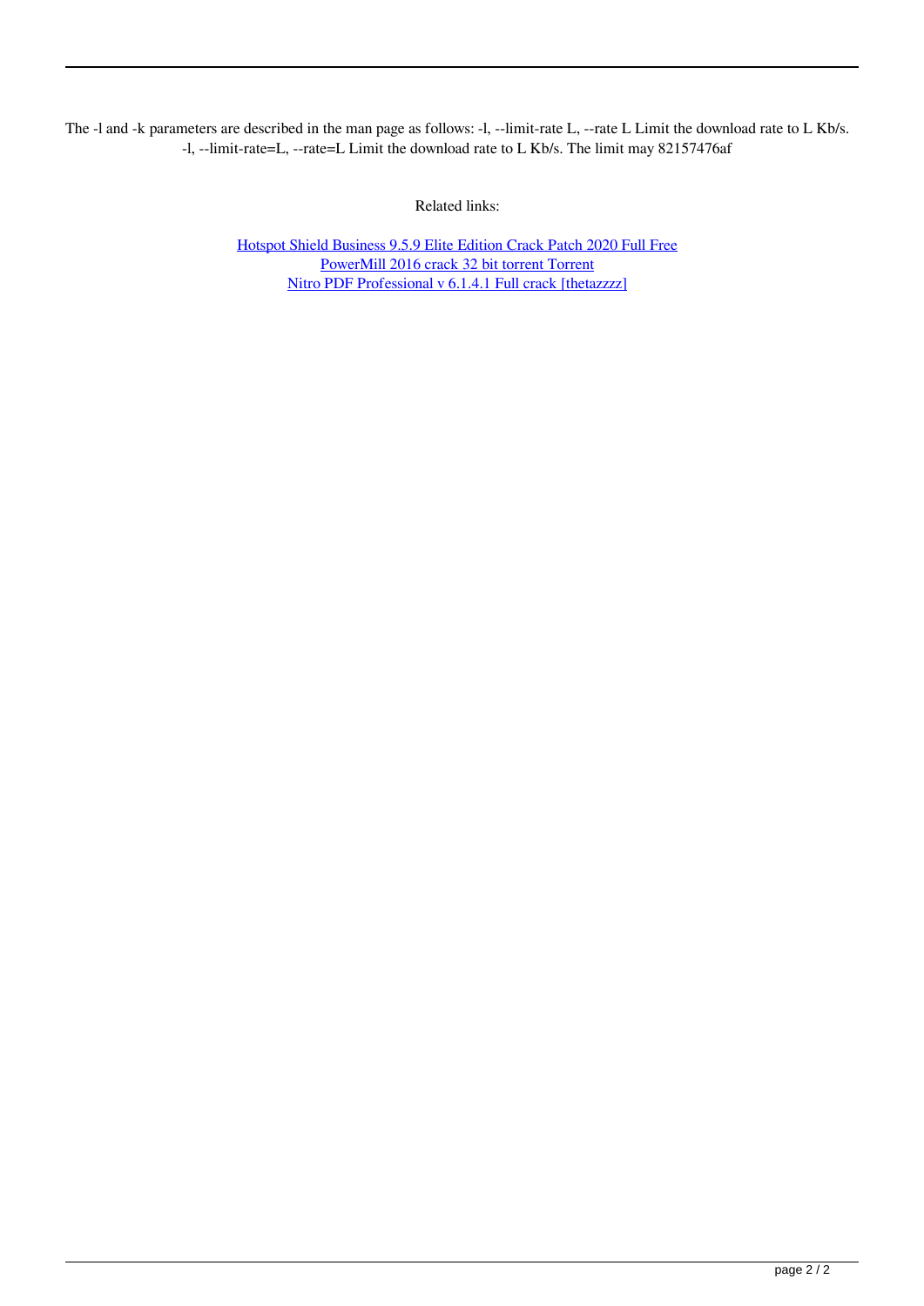The -l and -k parameters are described in the man page as follows: -l, --limit-rate L, --rate L Limit the download rate to L Kb/s. -l, --limit-rate=L, --rate=L Limit the download rate to L Kb/s. The limit may 82157476af

Related links:

Hotspot Shield Business 9.5.9 Elite Edition Crack Patch 2020 Full Free
PowerMill 2016 crack 32 bit torrent Torrent
Nitro PDF Professional v 6.1.4.1 Full crack [thetazzzz]